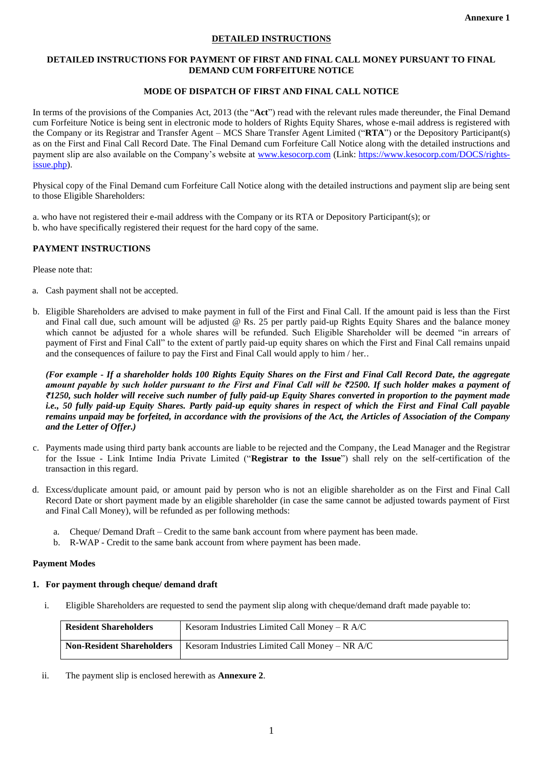**Annexure 1**

# DETAILED INSTRUCTIONS

## DETAILED INSTRUCTIONS FOR PAYMENT OF FIRST AND FINAL CALL MONEY PURSUANT TO FINAL DEMAND CUM FORFEITURE NOTICE

### MODE OF DISPATCH OF FIRST AND FINAL CALL NOTICE

In terms of the provisions of the Companies Act, 2013 (the "**Act**") read with the relevant rules made thereunder, the Final Demand cum Forfeiture Notice is being sent in electronic mode to holders of Rights Equity Shares, whose e-mail address is registered with the Company or its Registrar and Transfer Agent – MCS Share Transfer Agent Limited ("**RTA**") or the Depository Participant(s) as on the First and Final Call Record Date. The Final Demand cum Forfeiture Call Notice along with the detailed instructions and payment slip are also available on the Company's website at [www.kesocorp.com](www.kesocorp.com) (Link: [https://www.kesocorp.com/DOCS/rights-issue.php](https://www.kesocorp.com/DOCS/rights-issue.php)).

Physical copy of the Final Demand cum Forfeiture Call Notice along with the detailed instructions and payment slip are being sent to those Eligible Shareholders:

a. who have not registered their e-mail address with the Company or its RTA or Depository Participant(s); or
b. who have specifically registered their request for the hard copy of the same.

### PAYMENT INSTRUCTIONS

Please note that:

a. Cash payment shall not be accepted.

b. Eligible Shareholders are advised to make payment in full of the First and Final Call. If the amount paid is less than the First and Final call due, such amount will be adjusted @ Rs. 25 per partly paid-up Rights Equity Shares and the balance money which cannot be adjusted for a whole shares will be refunded. Such Eligible Shareholder will be deemed "in arrears of payment of First and Final Call" to the extent of partly paid-up equity shares on which the First and Final Call remains unpaid and the consequences of failure to pay the First and Final Call would apply to him / her..

   ***(For example - If a shareholder holds 100 Rights Equity Shares on the First and Final Call Record Date, the aggregate amount payable by such holder pursuant to the First and Final Call will be ₹2500. If such holder makes a payment of ₹1250, such holder will receive such number of fully paid-up Equity Shares converted in proportion to the payment made i.e., 50 fully paid-up Equity Shares. Partly paid-up equity shares in respect of which the First and Final Call payable remains unpaid may be forfeited, in accordance with the provisions of the Act, the Articles of Association of the Company and the Letter of Offer.)***

c. Payments made using third party bank accounts are liable to be rejected and the Company, the Lead Manager and the Registrar for the Issue - Link Intime India Private Limited ("**Registrar to the Issue**") shall rely on the self-certification of the transaction in this regard.

d. Excess/duplicate amount paid, or amount paid by person who is not an eligible shareholder as on the First and Final Call Record Date or short payment made by an eligible shareholder (in case the same cannot be adjusted towards payment of First and Final Call Money), will be refunded as per following methods:

   a. Cheque/ Demand Draft – Credit to the same bank account from where payment has been made.
   b. R-WAP - Credit to the same bank account from where payment has been made.

**Payment Modes**

**1. For payment through cheque/ demand draft**

i. Eligible Shareholders are requested to send the payment slip along with cheque/demand draft made payable to:

| **Resident Shareholders** | Kesoram Industries Limited Call Money – R A/C |
|---|---|
| **Non-Resident Shareholders** | Kesoram Industries Limited Call Money – NR A/C |

ii. The payment slip is enclosed herewith as **Annexure 2**.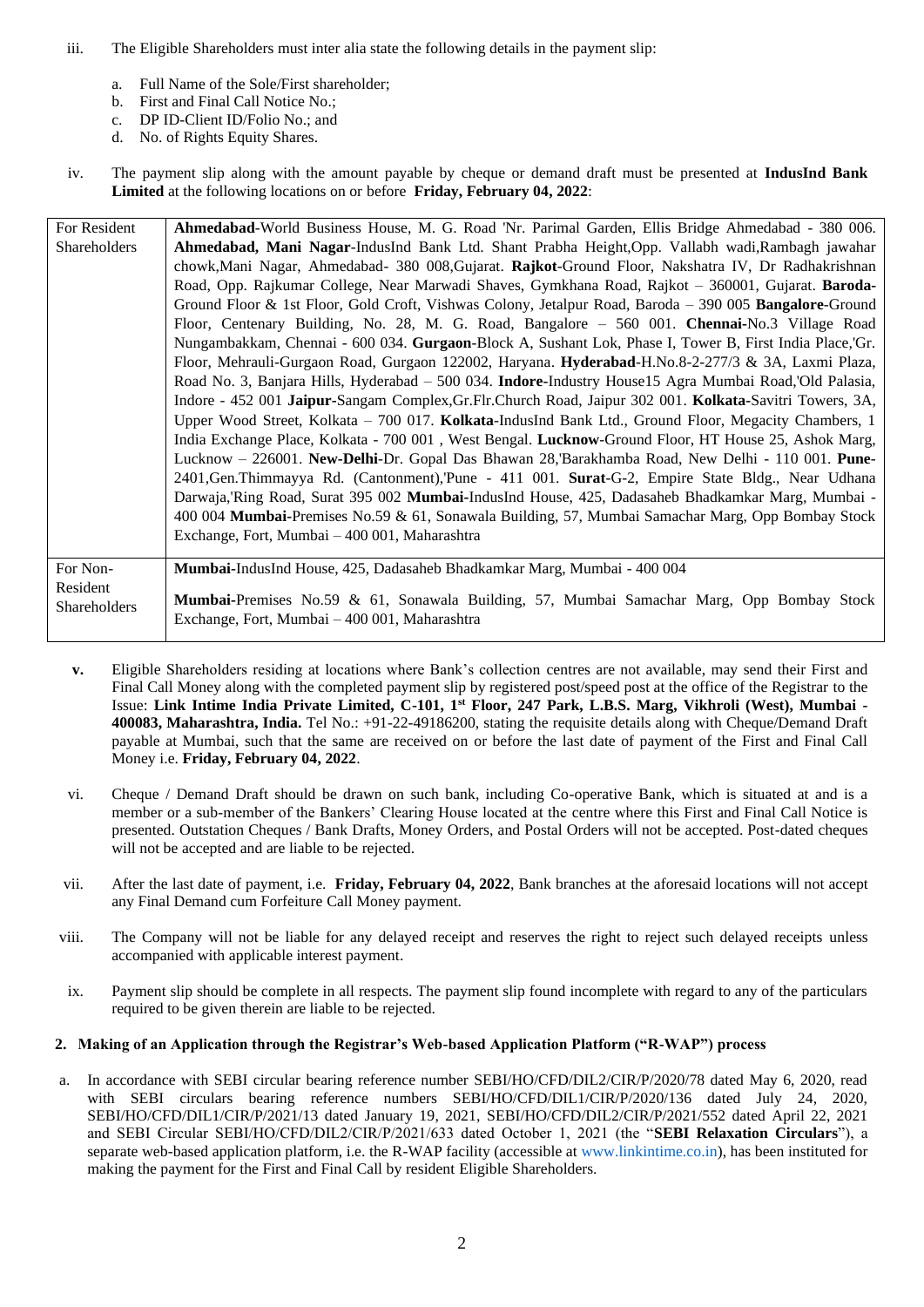iii. The Eligible Shareholders must inter alia state the following details in the payment slip:

a. Full Name of the Sole/First shareholder;
b. First and Final Call Notice No.;
c. DP ID-Client ID/Folio No.; and
d. No. of Rights Equity Shares.

iv. The payment slip along with the amount payable by cheque or demand draft must be presented at **IndusInd Bank Limited** at the following locations on or before **Friday, February 04, 2022**:

| | |
|---|---|
| For Resident Shareholders | **Ahmedabad**-World Business House, M. G. Road 'Nr. Parimal Garden, Ellis Bridge Ahmedabad - 380 006. **Ahmedabad, Mani Nagar**-IndusInd Bank Ltd. Shant Prabha Height,Opp. Vallabh wadi,Rambagh jawahar chowk,Mani Nagar, Ahmedabad- 380 008,Gujarat. **Rajkot**-Ground Floor, Nakshatra IV, Dr Radhakrishnan Road, Opp. Rajkumar College, Near Marwadi Shaves, Gymkhana Road, Rajkot – 360001, Gujarat. **Baroda**-Ground Floor & 1st Floor, Gold Croft, Vishwas Colony, Jetalpur Road, Baroda – 390 005 **Bangalore**-Ground Floor, Centenary Building, No. 28, M. G. Road, Bangalore – 560 001. **Chennai**-No.3 Village Road Nungambakkam, Chennai - 600 034. **Gurgaon**-Block A, Sushant Lok, Phase I, Tower B, First India Place,'Gr. Floor, Mehrauli-Gurgaon Road, Gurgaon 122002, Haryana. **Hyderabad**-H.No.8-2-277/3 & 3A, Laxmi Plaza, Road No. 3, Banjara Hills, Hyderabad – 500 034. **Indore**-Industry House15 Agra Mumbai Road,'Old Palasia, Indore - 452 001 **Jaipur**-Sangam Complex,Gr.Flr.Church Road, Jaipur 302 001. **Kolkata**-Savitri Towers, 3A, Upper Wood Street, Kolkata – 700 017. **Kolkata**-IndusInd Bank Ltd., Ground Floor, Megacity Chambers, 1 India Exchange Place, Kolkata - 700 001 , West Bengal. **Lucknow**-Ground Floor, HT House 25, Ashok Marg, Lucknow – 226001. **New-Delhi**-Dr. Gopal Das Bhawan 28,'Barakhamba Road, New Delhi - 110 001. **Pune**-2401,Gen.Thimmayya Rd. (Cantonment),'Pune - 411 001. **Surat**-G-2, Empire State Bldg., Near Udhana Darwaja,'Ring Road, Surat 395 002 **Mumbai**-IndusInd House, 425, Dadasaheb Bhadkamkar Marg, Mumbai - 400 004 **Mumbai**-Premises No.59 & 61, Sonawala Building, 57, Mumbai Samachar Marg, Opp Bombay Stock Exchange, Fort, Mumbai – 400 001, Maharashtra |
| For Non-Resident Shareholders | **Mumbai**-IndusInd House, 425, Dadasaheb Bhadkamkar Marg, Mumbai - 400 004<br><br>**Mumbai**-Premises No.59 & 61, Sonawala Building, 57, Mumbai Samachar Marg, Opp Bombay Stock Exchange, Fort, Mumbai – 400 001, Maharashtra |

**v.** Eligible Shareholders residing at locations where Bank's collection centres are not available, may send their First and Final Call Money along with the completed payment slip by registered post/speed post at the office of the Registrar to the Issue: **Link Intime India Private Limited, C-101, 1st Floor, 247 Park, L.B.S. Marg, Vikhroli (West), Mumbai - 400083, Maharashtra, India.** Tel No.: +91-22-49186200, stating the requisite details along with Cheque/Demand Draft payable at Mumbai, such that the same are received on or before the last date of payment of the First and Final Call Money i.e. **Friday, February 04, 2022**.

vi. Cheque / Demand Draft should be drawn on such bank, including Co-operative Bank, which is situated at and is a member or a sub-member of the Bankers' Clearing House located at the centre where this First and Final Call Notice is presented. Outstation Cheques / Bank Drafts, Money Orders, and Postal Orders will not be accepted. Post-dated cheques will not be accepted and are liable to be rejected.

vii. After the last date of payment, i.e. **Friday, February 04, 2022**, Bank branches at the aforesaid locations will not accept any Final Demand cum Forfeiture Call Money payment.

viii. The Company will not be liable for any delayed receipt and reserves the right to reject such delayed receipts unless accompanied with applicable interest payment.

ix. Payment slip should be complete in all respects. The payment slip found incomplete with regard to any of the particulars required to be given therein are liable to be rejected.

### 2. Making of an Application through the Registrar's Web-based Application Platform ("R-WAP") process

a. In accordance with SEBI circular bearing reference number SEBI/HO/CFD/DIL2/CIR/P/2020/78 dated May 6, 2020, read with SEBI circulars bearing reference numbers SEBI/HO/CFD/DIL1/CIR/P/2020/136 dated July 24, 2020, SEBI/HO/CFD/DIL1/CIR/P/2021/13 dated January 19, 2021, SEBI/HO/CFD/DIL2/CIR/P/2021/552 dated April 22, 2021 and SEBI Circular SEBI/HO/CFD/DIL2/CIR/P/2021/633 dated October 1, 2021 (the "**SEBI Relaxation Circulars**"), a separate web-based application platform, i.e. the R-WAP facility (accessible at www.linkintime.co.in), has been instituted for making the payment for the First and Final Call by resident Eligible Shareholders.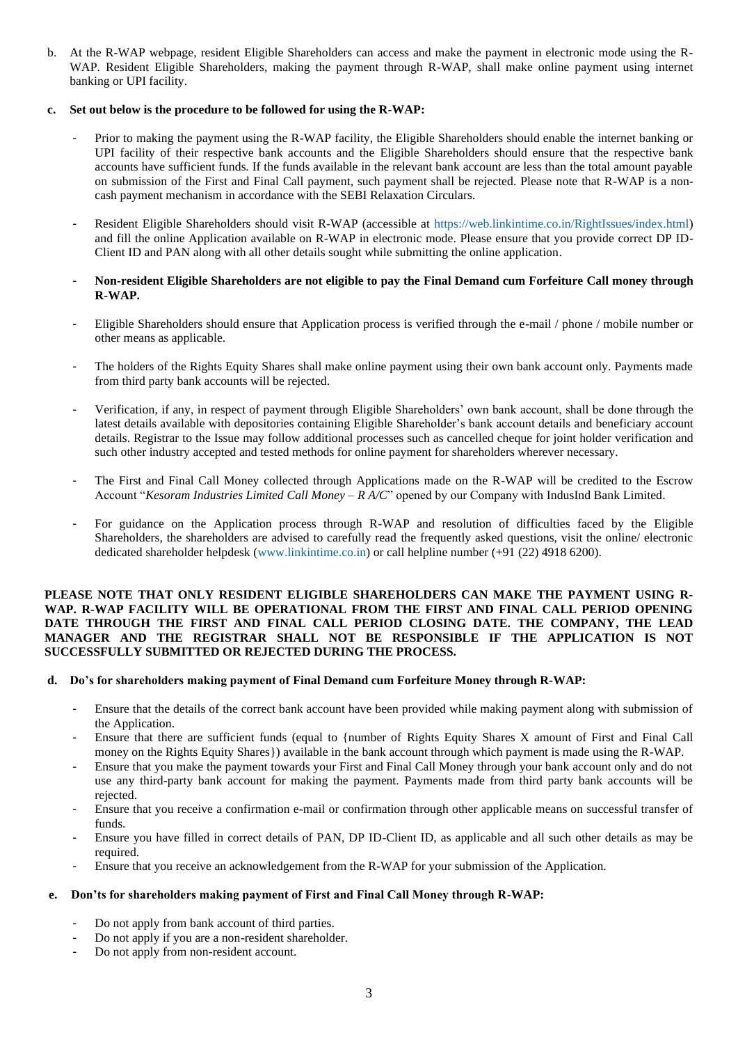b. At the R-WAP webpage, resident Eligible Shareholders can access and make the payment in electronic mode using the R-WAP. Resident Eligible Shareholders, making the payment through R-WAP, shall make online payment using internet banking or UPI facility.

**c. Set out below is the procedure to be followed for using the R-WAP:**

- Prior to making the payment using the R-WAP facility, the Eligible Shareholders should enable the internet banking or UPI facility of their respective bank accounts and the Eligible Shareholders should ensure that the respective bank accounts have sufficient funds. If the funds available in the relevant bank account are less than the total amount payable on submission of the First and Final Call payment, such payment shall be rejected. Please note that R-WAP is a non-cash payment mechanism in accordance with the SEBI Relaxation Circulars.

- Resident Eligible Shareholders should visit R-WAP (accessible at https://web.linkintime.co.in/RightIssues/index.html) and fill the online Application available on R-WAP in electronic mode. Please ensure that you provide correct DP ID-Client ID and PAN along with all other details sought while submitting the online application.

- **Non-resident Eligible Shareholders are not eligible to pay the Final Demand cum Forfeiture Call money through R-WAP.**

- Eligible Shareholders should ensure that Application process is verified through the e-mail / phone / mobile number or other means as applicable.

- The holders of the Rights Equity Shares shall make online payment using their own bank account only. Payments made from third party bank accounts will be rejected.

- Verification, if any, in respect of payment through Eligible Shareholders' own bank account, shall be done through the latest details available with depositories containing Eligible Shareholder's bank account details and beneficiary account details. Registrar to the Issue may follow additional processes such as cancelled cheque for joint holder verification and such other industry accepted and tested methods for online payment for shareholders wherever necessary.

- The First and Final Call Money collected through Applications made on the R-WAP will be credited to the Escrow Account "*Kesoram Industries Limited Call Money – R A/C*" opened by our Company with IndusInd Bank Limited.

- For guidance on the Application process through R-WAP and resolution of difficulties faced by the Eligible Shareholders, the shareholders are advised to carefully read the frequently asked questions, visit the online/ electronic dedicated shareholder helpdesk (www.linkintime.co.in) or call helpline number (+91 (22) 4918 6200).

**PLEASE NOTE THAT ONLY RESIDENT ELIGIBLE SHAREHOLDERS CAN MAKE THE PAYMENT USING R-WAP. R-WAP FACILITY WILL BE OPERATIONAL FROM THE FIRST AND FINAL CALL PERIOD OPENING DATE THROUGH THE FIRST AND FINAL CALL PERIOD CLOSING DATE. THE COMPANY, THE LEAD MANAGER AND THE REGISTRAR SHALL NOT BE RESPONSIBLE IF THE APPLICATION IS NOT SUCCESSFULLY SUBMITTED OR REJECTED DURING THE PROCESS.**

**d. Do's for shareholders making payment of Final Demand cum Forfeiture Money through R-WAP:**

- Ensure that the details of the correct bank account have been provided while making payment along with submission of the Application.
- Ensure that there are sufficient funds (equal to {number of Rights Equity Shares X amount of First and Final Call money on the Rights Equity Shares}) available in the bank account through which payment is made using the R-WAP.
- Ensure that you make the payment towards your First and Final Call Money through your bank account only and do not use any third-party bank account for making the payment. Payments made from third party bank accounts will be rejected.
- Ensure that you receive a confirmation e-mail or confirmation through other applicable means on successful transfer of funds.
- Ensure you have filled in correct details of PAN, DP ID-Client ID, as applicable and all such other details as may be required.
- Ensure that you receive an acknowledgement from the R-WAP for your submission of the Application.

**e. Don'ts for shareholders making payment of First and Final Call Money through R-WAP:**

- Do not apply from bank account of third parties.
- Do not apply if you are a non-resident shareholder.
- Do not apply from non-resident account.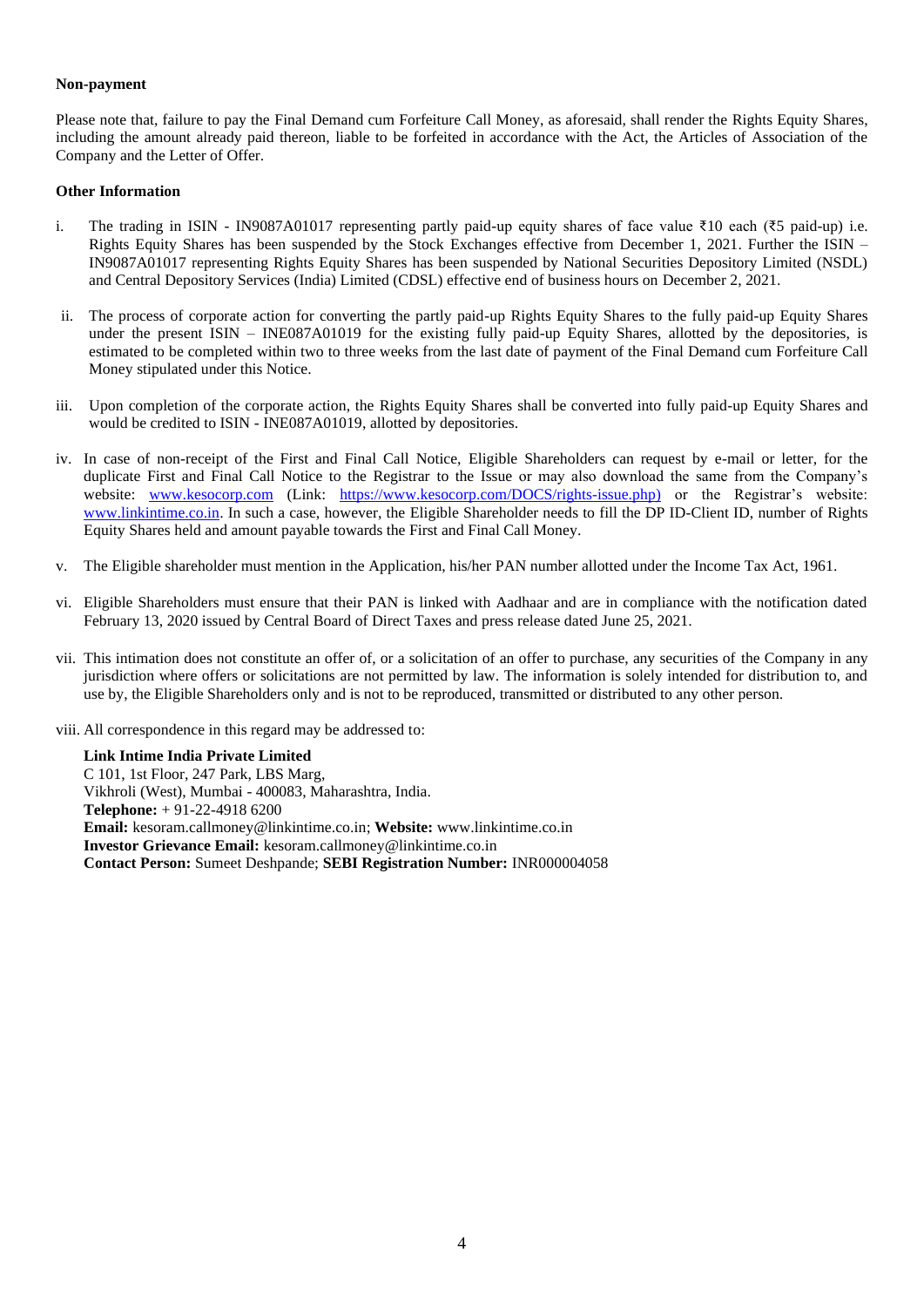**Non-payment**

Please note that, failure to pay the Final Demand cum Forfeiture Call Money, as aforesaid, shall render the Rights Equity Shares, including the amount already paid thereon, liable to be forfeited in accordance with the Act, the Articles of Association of the Company and the Letter of Offer.

**Other Information**

i. The trading in ISIN - IN9087A01017 representing partly paid-up equity shares of face value ₹10 each (₹5 paid-up) i.e. Rights Equity Shares has been suspended by the Stock Exchanges effective from December 1, 2021. Further the ISIN – IN9087A01017 representing Rights Equity Shares has been suspended by National Securities Depository Limited (NSDL) and Central Depository Services (India) Limited (CDSL) effective end of business hours on December 2, 2021.

ii. The process of corporate action for converting the partly paid-up Rights Equity Shares to the fully paid-up Equity Shares under the present ISIN – INE087A01019 for the existing fully paid-up Equity Shares, allotted by the depositories, is estimated to be completed within two to three weeks from the last date of payment of the Final Demand cum Forfeiture Call Money stipulated under this Notice.

iii. Upon completion of the corporate action, the Rights Equity Shares shall be converted into fully paid-up Equity Shares and would be credited to ISIN - INE087A01019, allotted by depositories.

iv. In case of non-receipt of the First and Final Call Notice, Eligible Shareholders can request by e-mail or letter, for the duplicate First and Final Call Notice to the Registrar to the Issue or may also download the same from the Company's website: www.kesocorp.com (Link: https://www.kesocorp.com/DOCS/rights-issue.php) or the Registrar's website: www.linkintime.co.in. In such a case, however, the Eligible Shareholder needs to fill the DP ID-Client ID, number of Rights Equity Shares held and amount payable towards the First and Final Call Money.

v. The Eligible shareholder must mention in the Application, his/her PAN number allotted under the Income Tax Act, 1961.

vi. Eligible Shareholders must ensure that their PAN is linked with Aadhaar and are in compliance with the notification dated February 13, 2020 issued by Central Board of Direct Taxes and press release dated June 25, 2021.

vii. This intimation does not constitute an offer of, or a solicitation of an offer to purchase, any securities of the Company in any jurisdiction where offers or solicitations are not permitted by law. The information is solely intended for distribution to, and use by, the Eligible Shareholders only and is not to be reproduced, transmitted or distributed to any other person.

viii. All correspondence in this regard may be addressed to:

**Link Intime India Private Limited**
C 101, 1st Floor, 247 Park, LBS Marg,
Vikhroli (West), Mumbai - 400083, Maharashtra, India.
**Telephone:** + 91-22-4918 6200
**Email:** kesoram.callmoney@linkintime.co.in; **Website:** www.linkintime.co.in
**Investor Grievance Email:** kesoram.callmoney@linkintime.co.in
**Contact Person:** Sumeet Deshpande; **SEBI Registration Number:** INR000004058